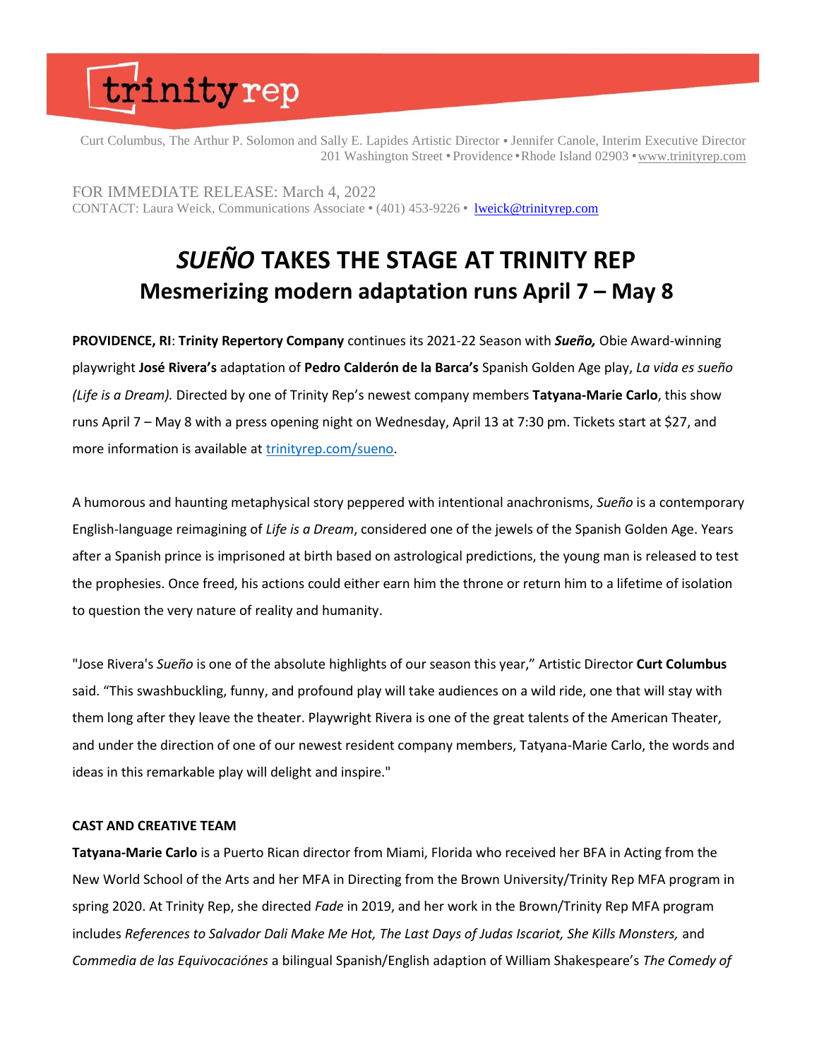trinity rep

Curt Columbus, The Arthur P. Solomon and Sally E. Lapides Artistic Director • Jennifer Canole, Interim Executive Director
201 Washington Street • Providence • Rhode Island 02903 • www.trinityrep.com

FOR IMMEDIATE RELEASE: March 4, 2022
CONTACT: Laura Weick, Communications Associate • (401) 453-9226 • lweick@trinityrep.com

# *SUEÑO* TAKES THE STAGE AT TRINITY REP
## Mesmerizing modern adaptation runs April 7 – May 8

**PROVIDENCE, RI**: **Trinity Repertory Company** continues its 2021-22 Season with ***Sueño,*** Obie Award-winning playwright **José Rivera's** adaptation of **Pedro Calderón de la Barca's** Spanish Golden Age play, *La vida es sueño (Life is a Dream).* Directed by one of Trinity Rep's newest company members **Tatyana-Marie Carlo**, this show runs April 7 – May 8 with a press opening night on Wednesday, April 13 at 7:30 pm. Tickets start at $27, and more information is available at trinityrep.com/sueno.

A humorous and haunting metaphysical story peppered with intentional anachronisms, *Sueño* is a contemporary English-language reimagining of *Life is a Dream*, considered one of the jewels of the Spanish Golden Age. Years after a Spanish prince is imprisoned at birth based on astrological predictions, the young man is released to test the prophesies. Once freed, his actions could either earn him the throne or return him to a lifetime of isolation to question the very nature of reality and humanity.

"Jose Rivera's *Sueño* is one of the absolute highlights of our season this year," Artistic Director **Curt Columbus** said. "This swashbuckling, funny, and profound play will take audiences on a wild ride, one that will stay with them long after they leave the theater. Playwright Rivera is one of the great talents of the American Theater, and under the direction of one of our newest resident company members, Tatyana-Marie Carlo, the words and ideas in this remarkable play will delight and inspire."

**CAST AND CREATIVE TEAM**

**Tatyana-Marie Carlo** is a Puerto Rican director from Miami, Florida who received her BFA in Acting from the New World School of the Arts and her MFA in Directing from the Brown University/Trinity Rep MFA program in spring 2020. At Trinity Rep, she directed *Fade* in 2019, and her work in the Brown/Trinity Rep MFA program includes *References to Salvador Dali Make Me Hot, The Last Days of Judas Iscariot, She Kills Monsters,* and *Commedia de las Equivocaciónes* a bilingual Spanish/English adaption of William Shakespeare's *The Comedy of*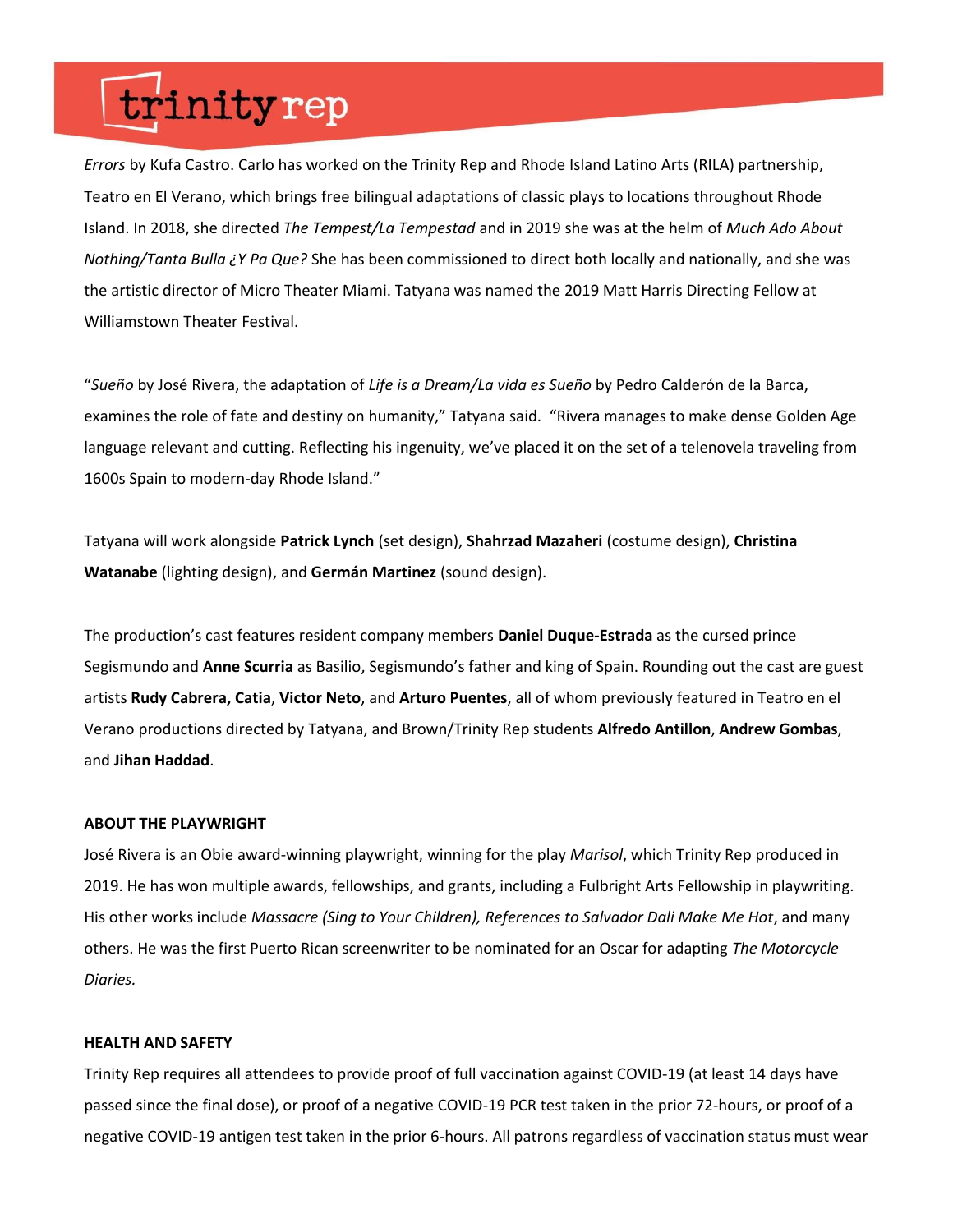*Errors* by Kufa Castro. Carlo has worked on the Trinity Rep and Rhode Island Latino Arts (RILA) partnership, Teatro en El Verano, which brings free bilingual adaptations of classic plays to locations throughout Rhode Island. In 2018, she directed *The Tempest/La Tempestad* and in 2019 she was at the helm of *Much Ado About Nothing/Tanta Bulla ¿Y Pa Que?* She has been commissioned to direct both locally and nationally, and she was the artistic director of Micro Theater Miami. Tatyana was named the 2019 Matt Harris Directing Fellow at Williamstown Theater Festival.

"*Sueño* by José Rivera, the adaptation of *Life is a Dream/La vida es Sueño* by Pedro Calderón de la Barca, examines the role of fate and destiny on humanity," Tatyana said. "Rivera manages to make dense Golden Age language relevant and cutting. Reflecting his ingenuity, we've placed it on the set of a telenovela traveling from 1600s Spain to modern-day Rhode Island."

Tatyana will work alongside **Patrick Lynch** (set design), **Shahrzad Mazaheri** (costume design), **Christina Watanabe** (lighting design), and **Germán Martinez** (sound design).

The production's cast features resident company members **Daniel Duque-Estrada** as the cursed prince Segismundo and **Anne Scurria** as Basilio, Segismundo's father and king of Spain. Rounding out the cast are guest artists **Rudy Cabrera, Catia**, **Victor Neto**, and **Arturo Puentes**, all of whom previously featured in Teatro en el Verano productions directed by Tatyana, and Brown/Trinity Rep students **Alfredo Antillon**, **Andrew Gombas**, and **Jihan Haddad**.

**ABOUT THE PLAYWRIGHT**

José Rivera is an Obie award-winning playwright, winning for the play *Marisol*, which Trinity Rep produced in 2019. He has won multiple awards, fellowships, and grants, including a Fulbright Arts Fellowship in playwriting. His other works include *Massacre (Sing to Your Children), References to Salvador Dali Make Me Hot*, and many others. He was the first Puerto Rican screenwriter to be nominated for an Oscar for adapting *The Motorcycle Diaries.*

**HEALTH AND SAFETY**

Trinity Rep requires all attendees to provide proof of full vaccination against COVID-19 (at least 14 days have passed since the final dose), or proof of a negative COVID-19 PCR test taken in the prior 72-hours, or proof of a negative COVID-19 antigen test taken in the prior 6-hours. All patrons regardless of vaccination status must wear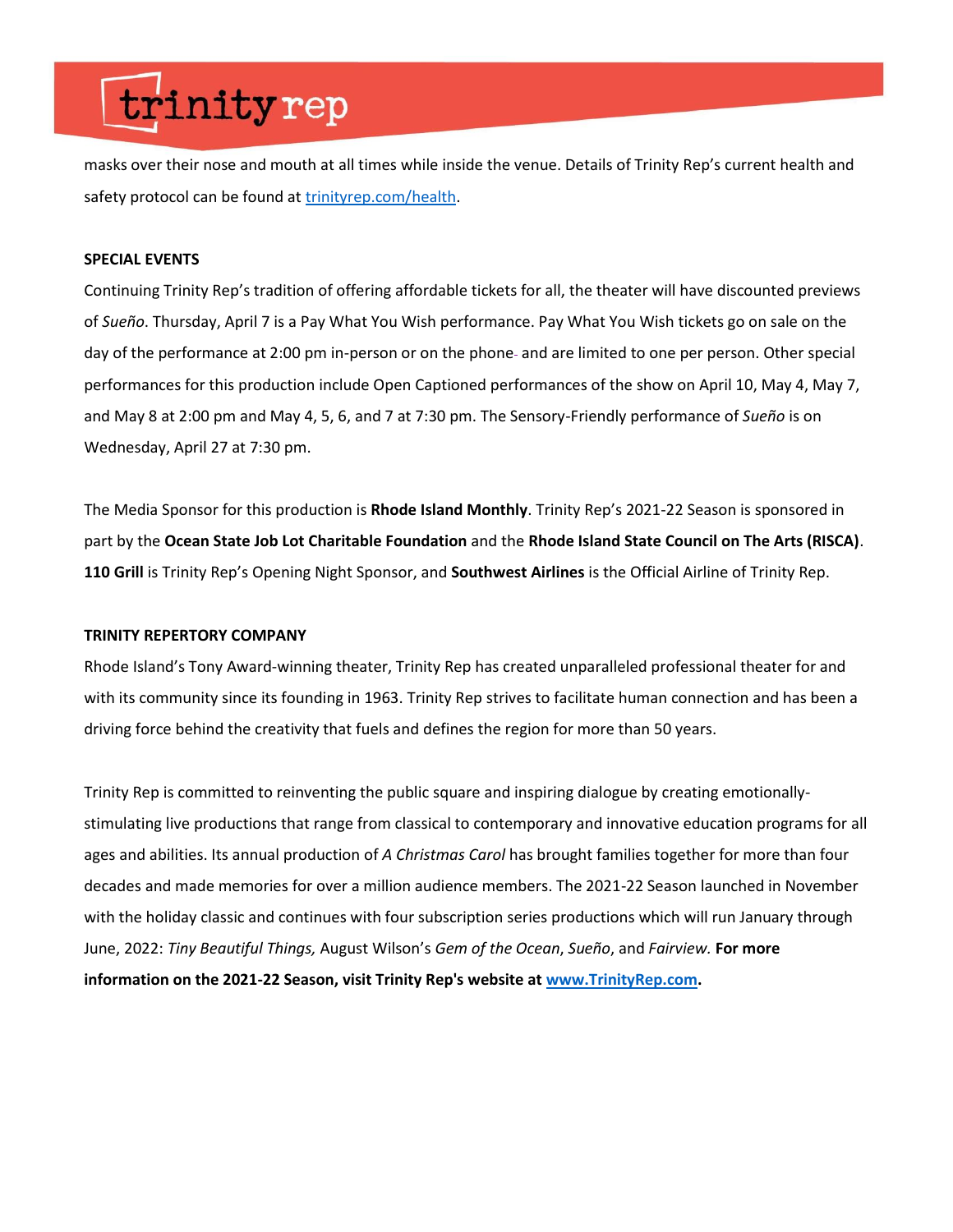masks over their nose and mouth at all times while inside the venue. Details of Trinity Rep's current health and safety protocol can be found at [trinityrep.com/health](trinityrep.com/health).

**SPECIAL EVENTS**

Continuing Trinity Rep's tradition of offering affordable tickets for all, the theater will have discounted previews of *Sueño*. Thursday, April 7 is a Pay What You Wish performance. Pay What You Wish tickets go on sale on the day of the performance at 2:00 pm in-person or on the phone and are limited to one per person. Other special performances for this production include Open Captioned performances of the show on April 10, May 4, May 7, and May 8 at 2:00 pm and May 4, 5, 6, and 7 at 7:30 pm. The Sensory-Friendly performance of *Sueño* is on Wednesday, April 27 at 7:30 pm.

The Media Sponsor for this production is **Rhode Island Monthly**. Trinity Rep's 2021-22 Season is sponsored in part by the **Ocean State Job Lot Charitable Foundation** and the **Rhode Island State Council on The Arts (RISCA)**. **110 Grill** is Trinity Rep's Opening Night Sponsor, and **Southwest Airlines** is the Official Airline of Trinity Rep.

**TRINITY REPERTORY COMPANY**

Rhode Island's Tony Award-winning theater, Trinity Rep has created unparalleled professional theater for and with its community since its founding in 1963. Trinity Rep strives to facilitate human connection and has been a driving force behind the creativity that fuels and defines the region for more than 50 years.

Trinity Rep is committed to reinventing the public square and inspiring dialogue by creating emotionally-stimulating live productions that range from classical to contemporary and innovative education programs for all ages and abilities. Its annual production of *A Christmas Carol* has brought families together for more than four decades and made memories for over a million audience members. The 2021-22 Season launched in November with the holiday classic and continues with four subscription series productions which will run January through June, 2022: *Tiny Beautiful Things,* August Wilson's *Gem of the Ocean*, *Sueño*, and *Fairview.* **For more information on the 2021-22 Season, visit Trinity Rep's website at [www.TrinityRep.com](www.TrinityRep.com).**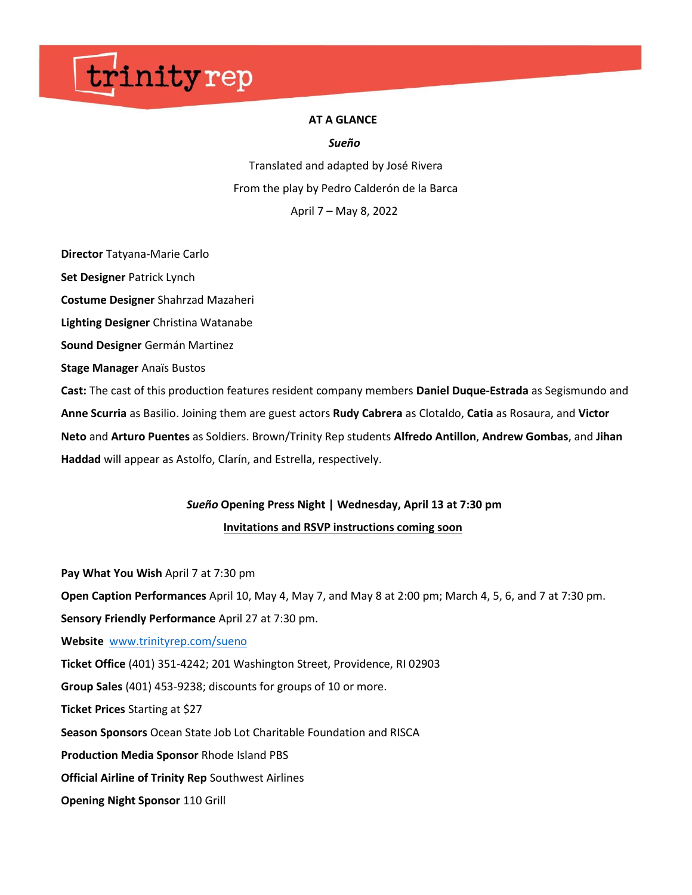trinity rep

**AT A GLANCE**

***Sueño***

Translated and adapted by José Rivera

From the play by Pedro Calderón de la Barca

April 7 – May 8, 2022

**Director** Tatyana-Marie Carlo

**Set Designer** Patrick Lynch

**Costume Designer** Shahrzad Mazaheri

**Lighting Designer** Christina Watanabe

**Sound Designer** Germán Martinez

**Stage Manager** Anaïs Bustos

**Cast:** The cast of this production features resident company members **Daniel Duque-Estrada** as Segismundo and **Anne Scurria** as Basilio. Joining them are guest actors **Rudy Cabrera** as Clotaldo, **Catia** as Rosaura, and **Victor Neto** and **Arturo Puentes** as Soldiers. Brown/Trinity Rep students **Alfredo Antillon**, **Andrew Gombas**, and **Jihan Haddad** will appear as Astolfo, Clarín, and Estrella, respectively.

***Sueño* Opening Press Night | Wednesday, April 13 at 7:30 pm**

**Invitations and RSVP instructions coming soon**

**Pay What You Wish** April 7 at 7:30 pm

**Open Caption Performances** April 10, May 4, May 7, and May 8 at 2:00 pm; March 4, 5, 6, and 7 at 7:30 pm.

**Sensory Friendly Performance** April 27 at 7:30 pm.

**Website** www.trinityrep.com/sueno

**Ticket Office** (401) 351-4242; 201 Washington Street, Providence, RI 02903

**Group Sales** (401) 453-9238; discounts for groups of 10 or more.

**Ticket Prices** Starting at $27

**Season Sponsors** Ocean State Job Lot Charitable Foundation and RISCA

**Production Media Sponsor** Rhode Island PBS

**Official Airline of Trinity Rep** Southwest Airlines

**Opening Night Sponsor** 110 Grill